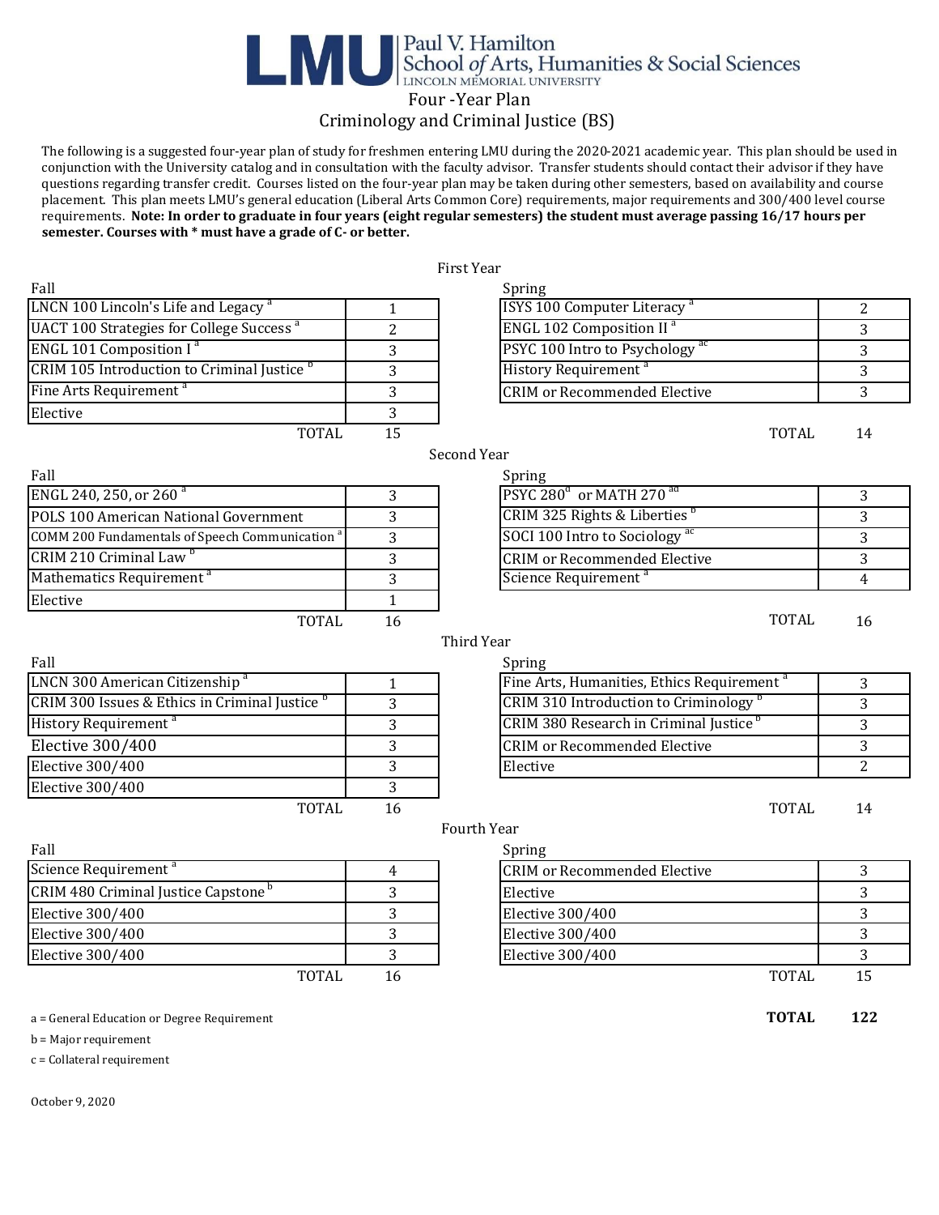# LMU | Paul V. Hamilton School of Arts, Humanities & Social Sciences

LINCOLN MEMORIAL UNIVERSITY

## Four -Year Plan

## Criminology and Criminal Justice (BS)

The following is a suggested four-year plan of study for freshmen entering LMU during the 2020-2021 academic year. This plan should be used in conjunction with the University catalog and in consultation with the faculty advisor. Transfer students should contact their advisor if they have questions regarding transfer credit. Courses listed on the four-year plan may be taken during other semesters, based on availability and course placement. This plan meets LMU's general education (Liberal Arts Common Core) requirements, major requirements and 300/400 level course requirements. **Note: In order to graduate in four years (eight regular semesters) the student must average passing 16/17 hours per semester. Courses with * must have a grade of C- or better.**

### First Year

| Fall | | Spring | |
|---|---|---|---|
| LNCN 100 Lincoln's Life and Legacy [a] | 1 | ISYS 100 Computer Literacy [a] | 2 |
| UACT 100 Strategies for College Success [a] | 2 | ENGL 102 Composition II [a] | 3 |
| ENGL 101 Composition I [a] | 3 | PSYC 100 Intro to Psychology [ac] | 3 |
| CRIM 105 Introduction to Criminal Justice [b] | 3 | History Requirement [a] | 3 |
| Fine Arts Requirement [a] | 3 | CRIM or Recommended Elective | 3 |
| Elective | 3 | | |
| TOTAL | 15 | TOTAL | 14 |

### Second Year

| Fall | | Spring | |
|---|---|---|---|
| ENGL 240, 250, or 260 [a] | 3 | PSYC 280[d] or MATH 270 [ad] | 3 |
| POLS 100 American National Government | 3 | CRIM 325 Rights & Liberties [b] | 3 |
| COMM 200 Fundamentals of Speech Communication [a] | 3 | SOCI 100 Intro to Sociology [ac] | 3 |
| CRIM 210 Criminal Law [b] | 3 | CRIM or Recommended Elective | 3 |
| Mathematics Requirement [a] | 3 | Science Requirement [a] | 4 |
| Elective | 1 | | |
| TOTAL | 16 | TOTAL | 16 |

### Third Year

| Fall | | Spring | |
|---|---|---|---|
| LNCN 300 American Citizenship [a] | 1 | Fine Arts, Humanities, Ethics Requirement [a] | 3 |
| CRIM 300 Issues & Ethics in Criminal Justice [b] | 3 | CRIM 310 Introduction to Criminology [b] | 3 |
| History Requirement [a] | 3 | CRIM 380 Research in Criminal Justice [b] | 3 |
| Elective 300/400 | 3 | CRIM or Recommended Elective | 3 |
| Elective 300/400 | 3 | Elective | 2 |
| Elective 300/400 | 3 | | |
| TOTAL | 16 | TOTAL | 14 |

### Fourth Year

| Fall | | Spring | |
|---|---|---|---|
| Science Requirement [a] | 4 | CRIM or Recommended Elective | 3 |
| CRIM 480 Criminal Justice Capstone [b] | 3 | Elective | 3 |
| Elective 300/400 | 3 | Elective 300/400 | 3 |
| Elective 300/400 | 3 | Elective 300/400 | 3 |
| Elective 300/400 | 3 | Elective 300/400 | 3 |
| TOTAL | 16 | TOTAL | 15 |

**TOTAL 122**

a = General Education or Degree Requirement

b = Major requirement

c = Collateral requirement

October 9, 2020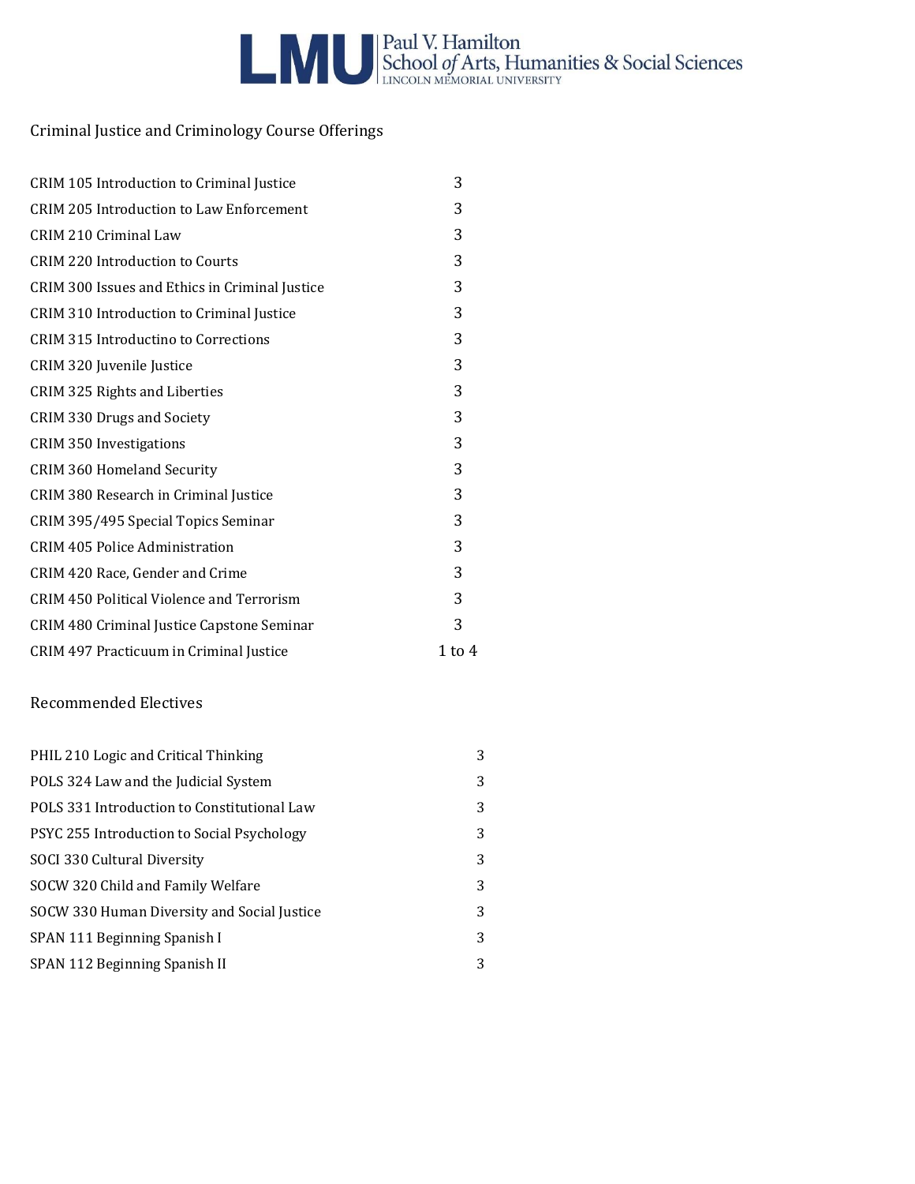LMU | Paul V. Hamilton School *of* Arts, Humanities & Social Sciences
LINCOLN MEMORIAL UNIVERSITY

## Criminal Justice and Criminology Course Offerings

| | |
|---|---|
| CRIM 105 Introduction to Criminal Justice | 3 |
| CRIM 205 Introduction to Law Enforcement | 3 |
| CRIM 210 Criminal Law | 3 |
| CRIM 220 Introduction to Courts | 3 |
| CRIM 300 Issues and Ethics in Criminal Justice | 3 |
| CRIM 310 Introduction to Criminal Justice | 3 |
| CRIM 315 Introductino to Corrections | 3 |
| CRIM 320 Juvenile Justice | 3 |
| CRIM 325 Rights and Liberties | 3 |
| CRIM 330 Drugs and Society | 3 |
| CRIM 350 Investigations | 3 |
| CRIM 360 Homeland Security | 3 |
| CRIM 380 Research in Criminal Justice | 3 |
| CRIM 395/495 Special Topics Seminar | 3 |
| CRIM 405 Police Administration | 3 |
| CRIM 420 Race, Gender and Crime | 3 |
| CRIM 450 Political Violence and Terrorism | 3 |
| CRIM 480 Criminal Justice Capstone Seminar | 3 |
| CRIM 497 Practicuum in Criminal Justice | 1 to 4 |

## Recommended Electives

| | |
|---|---|
| PHIL 210 Logic and Critical Thinking | 3 |
| POLS 324 Law and the Judicial System | 3 |
| POLS 331 Introduction to Constitutional Law | 3 |
| PSYC 255 Introduction to Social Psychology | 3 |
| SOCI 330 Cultural Diversity | 3 |
| SOCW 320 Child and Family Welfare | 3 |
| SOCW 330 Human Diversity and Social Justice | 3 |
| SPAN 111 Beginning Spanish I | 3 |
| SPAN 112 Beginning Spanish II | 3 |